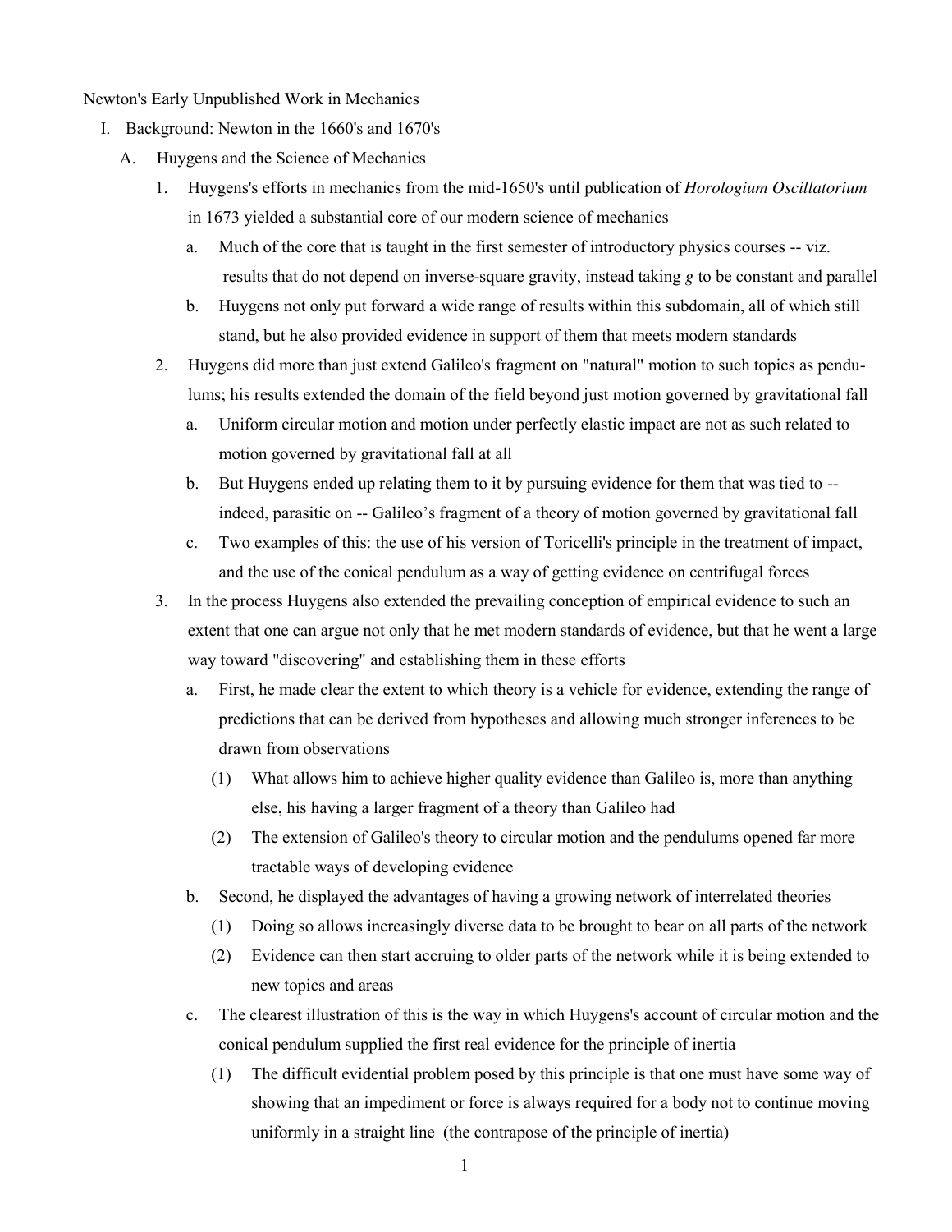# Newton's Early Unpublished Work in Mechanics

## I. Background: Newton in the 1660's and 1670's

### A. Huygens and the Science of Mechanics

1. Huygens's efforts in mechanics from the mid-1650's until publication of *Horologium Oscillatorium* in 1673 yielded a substantial core of our modern science of mechanics
   a. Much of the core that is taught in the first semester of introductory physics courses -- viz. results that do not depend on inverse-square gravity, instead taking $g$ to be constant and parallel
   b. Huygens not only put forward a wide range of results within this subdomain, all of which still stand, but he also provided evidence in support of them that meets modern standards
2. Huygens did more than just extend Galileo's fragment on "natural" motion to such topics as pendulums; his results extended the domain of the field beyond just motion governed by gravitational fall
   a. Uniform circular motion and motion under perfectly elastic impact are not as such related to motion governed by gravitational fall at all
   b. But Huygens ended up relating them to it by pursuing evidence for them that was tied to -- indeed, parasitic on -- Galileo's fragment of a theory of motion governed by gravitational fall
   c. Two examples of this: the use of his version of Toricelli's principle in the treatment of impact, and the use of the conical pendulum as a way of getting evidence on centrifugal forces
3. In the process Huygens also extended the prevailing conception of empirical evidence to such an extent that one can argue not only that he met modern standards of evidence, but that he went a large way toward "discovering" and establishing them in these efforts
   a. First, he made clear the extent to which theory is a vehicle for evidence, extending the range of predictions that can be derived from hypotheses and allowing much stronger inferences to be drawn from observations
      (1) What allows him to achieve higher quality evidence than Galileo is, more than anything else, his having a larger fragment of a theory than Galileo had
      (2) The extension of Galileo's theory to circular motion and the pendulums opened far more tractable ways of developing evidence
   b. Second, he displayed the advantages of having a growing network of interrelated theories
      (1) Doing so allows increasingly diverse data to be brought to bear on all parts of the network
      (2) Evidence can then start accruing to older parts of the network while it is being extended to new topics and areas
   c. The clearest illustration of this is the way in which Huygens's account of circular motion and the conical pendulum supplied the first real evidence for the principle of inertia
      (1) The difficult evidential problem posed by this principle is that one must have some way of showing that an impediment or force is always required for a body not to continue moving uniformly in a straight line (the contrapose of the principle of inertia)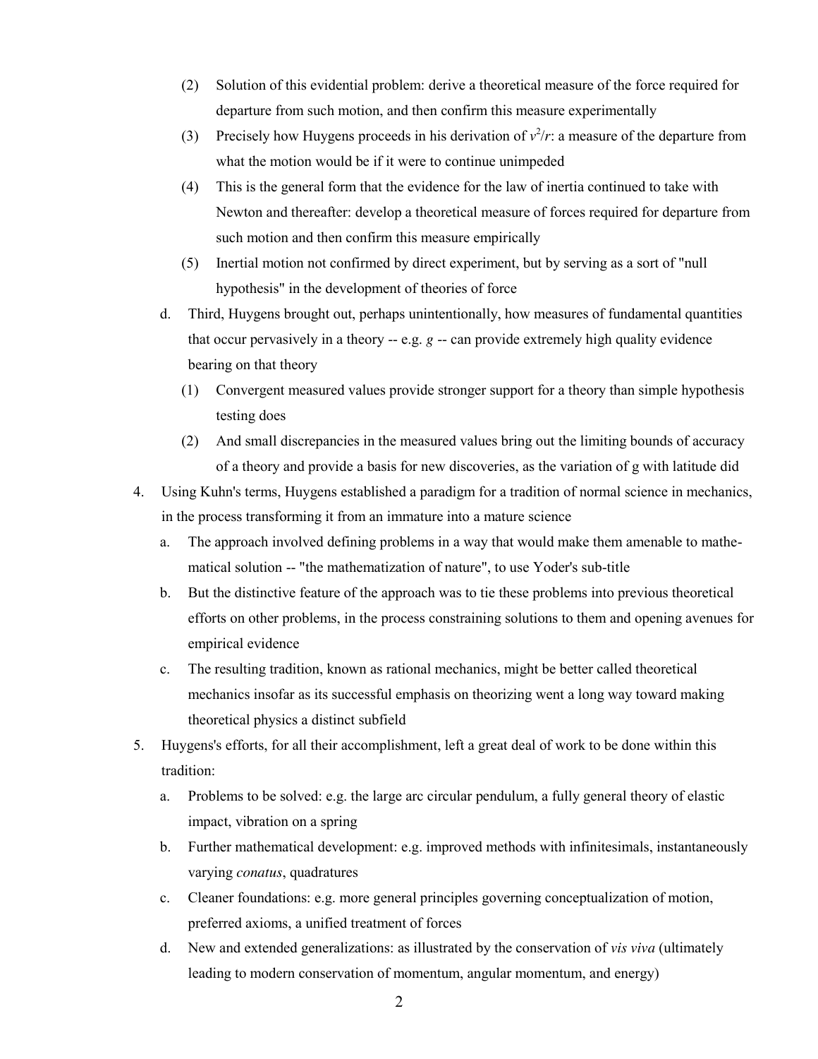(2) Solution of this evidential problem: derive a theoretical measure of the force required for departure from such motion, and then confirm this measure experimentally

   (3) Precisely how Huygens proceeds in his derivation of $v^2/r$: a measure of the departure from what the motion would be if it were to continue unimpeded

   (4) This is the general form that the evidence for the law of inertia continued to take with Newton and thereafter: develop a theoretical measure of forces required for departure from such motion and then confirm this measure empirically

   (5) Inertial motion not confirmed by direct experiment, but by serving as a sort of "null hypothesis" in the development of theories of force

   d. Third, Huygens brought out, perhaps unintentionally, how measures of fundamental quantities that occur pervasively in a theory -- e.g. $g$ -- can provide extremely high quality evidence bearing on that theory

      (1) Convergent measured values provide stronger support for a theory than simple hypothesis testing does

      (2) And small discrepancies in the measured values bring out the limiting bounds of accuracy of a theory and provide a basis for new discoveries, as the variation of g with latitude did

4. Using Kuhn's terms, Huygens established a paradigm for a tradition of normal science in mechanics, in the process transforming it from an immature into a mature science

   a. The approach involved defining problems in a way that would make them amenable to mathematical solution -- "the mathematization of nature", to use Yoder's sub-title

   b. But the distinctive feature of the approach was to tie these problems into previous theoretical efforts on other problems, in the process constraining solutions to them and opening avenues for empirical evidence

   c. The resulting tradition, known as rational mechanics, might be better called theoretical mechanics insofar as its successful emphasis on theorizing went a long way toward making theoretical physics a distinct subfield

5. Huygens's efforts, for all their accomplishment, left a great deal of work to be done within this tradition:

   a. Problems to be solved: e.g. the large arc circular pendulum, a fully general theory of elastic impact, vibration on a spring

   b. Further mathematical development: e.g. improved methods with infinitesimals, instantaneously varying *conatus*, quadratures

   c. Cleaner foundations: e.g. more general principles governing conceptualization of motion, preferred axioms, a unified treatment of forces

   d. New and extended generalizations: as illustrated by the conservation of *vis viva* (ultimately leading to modern conservation of momentum, angular momentum, and energy)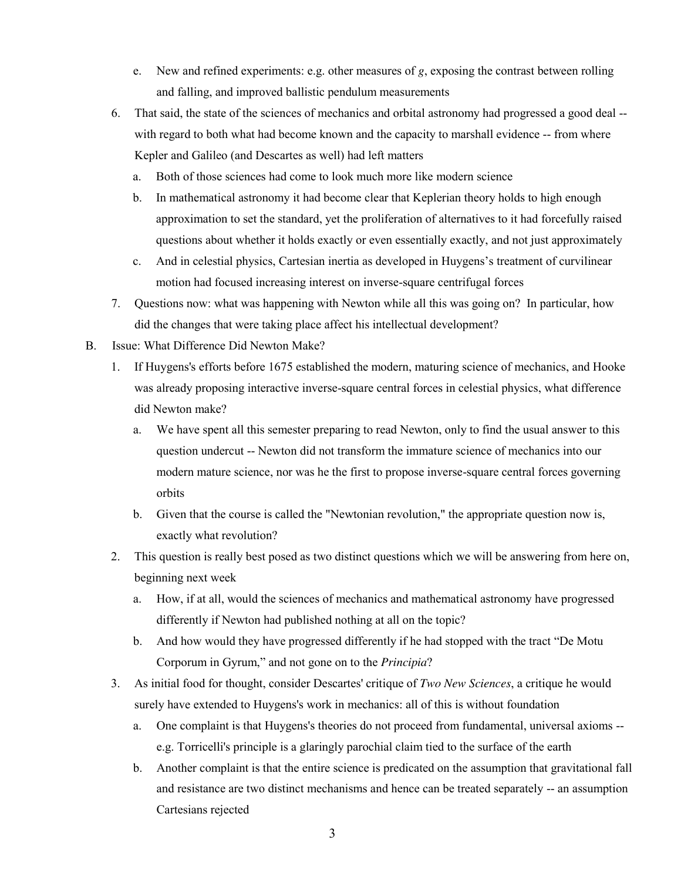e. New and refined experiments: e.g. other measures of *g*, exposing the contrast between rolling and falling, and improved ballistic pendulum measurements

6. That said, the state of the sciences of mechanics and orbital astronomy had progressed a good deal -- with regard to both what had become known and the capacity to marshall evidence -- from where Kepler and Galileo (and Descartes as well) had left matters
   a. Both of those sciences had come to look much more like modern science
   b. In mathematical astronomy it had become clear that Keplerian theory holds to high enough approximation to set the standard, yet the proliferation of alternatives to it had forcefully raised questions about whether it holds exactly or even essentially exactly, and not just approximately
   c. And in celestial physics, Cartesian inertia as developed in Huygens's treatment of curvilinear motion had focused increasing interest on inverse-square centrifugal forces
7. Questions now: what was happening with Newton while all this was going on? In particular, how did the changes that were taking place affect his intellectual development?

B. Issue: What Difference Did Newton Make?

1. If Huygens's efforts before 1675 established the modern, maturing science of mechanics, and Hooke was already proposing interactive inverse-square central forces in celestial physics, what difference did Newton make?
   a. We have spent all this semester preparing to read Newton, only to find the usual answer to this question undercut -- Newton did not transform the immature science of mechanics into our modern mature science, nor was he the first to propose inverse-square central forces governing orbits
   b. Given that the course is called the "Newtonian revolution," the appropriate question now is, exactly what revolution?
2. This question is really best posed as two distinct questions which we will be answering from here on, beginning next week
   a. How, if at all, would the sciences of mechanics and mathematical astronomy have progressed differently if Newton had published nothing at all on the topic?
   b. And how would they have progressed differently if he had stopped with the tract "De Motu Corporum in Gyrum," and not gone on to the *Principia*?
3. As initial food for thought, consider Descartes' critique of *Two New Sciences*, a critique he would surely have extended to Huygens's work in mechanics: all of this is without foundation
   a. One complaint is that Huygens's theories do not proceed from fundamental, universal axioms -- e.g. Torricelli's principle is a glaringly parochial claim tied to the surface of the earth
   b. Another complaint is that the entire science is predicated on the assumption that gravitational fall and resistance are two distinct mechanisms and hence can be treated separately -- an assumption Cartesians rejected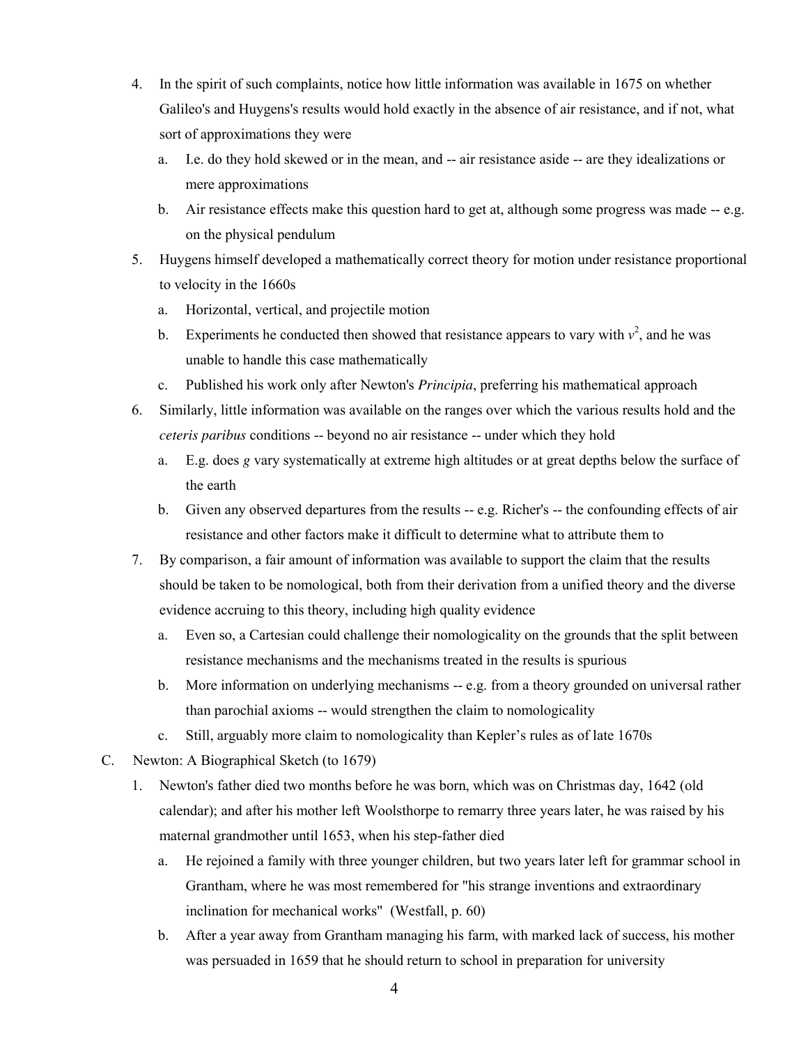4. In the spirit of such complaints, notice how little information was available in 1675 on whether Galileo's and Huygens's results would hold exactly in the absence of air resistance, and if not, what sort of approximations they were
   a. I.e. do they hold skewed or in the mean, and -- air resistance aside -- are they idealizations or mere approximations
   b. Air resistance effects make this question hard to get at, although some progress was made -- e.g. on the physical pendulum
5. Huygens himself developed a mathematically correct theory for motion under resistance proportional to velocity in the 1660s
   a. Horizontal, vertical, and projectile motion
   b. Experiments he conducted then showed that resistance appears to vary with $v^2$, and he was unable to handle this case mathematically
   c. Published his work only after Newton's *Principia*, preferring his mathematical approach
6. Similarly, little information was available on the ranges over which the various results hold and the *ceteris paribus* conditions -- beyond no air resistance -- under which they hold
   a. E.g. does $g$ vary systematically at extreme high altitudes or at great depths below the surface of the earth
   b. Given any observed departures from the results -- e.g. Richer's -- the confounding effects of air resistance and other factors make it difficult to determine what to attribute them to
7. By comparison, a fair amount of information was available to support the claim that the results should be taken to be nomological, both from their derivation from a unified theory and the diverse evidence accruing to this theory, including high quality evidence
   a. Even so, a Cartesian could challenge their nomologicality on the grounds that the split between resistance mechanisms and the mechanisms treated in the results is spurious
   b. More information on underlying mechanisms -- e.g. from a theory grounded on universal rather than parochial axioms -- would strengthen the claim to nomologicality
   c. Still, arguably more claim to nomologicality than Kepler's rules as of late 1670s

C. Newton: A Biographical Sketch (to 1679)

1. Newton's father died two months before he was born, which was on Christmas day, 1642 (old calendar); and after his mother left Woolsthorpe to remarry three years later, he was raised by his maternal grandmother until 1653, when his step-father died
   a. He rejoined a family with three younger children, but two years later left for grammar school in Grantham, where he was most remembered for "his strange inventions and extraordinary inclination for mechanical works" (Westfall, p. 60)
   b. After a year away from Grantham managing his farm, with marked lack of success, his mother was persuaded in 1659 that he should return to school in preparation for university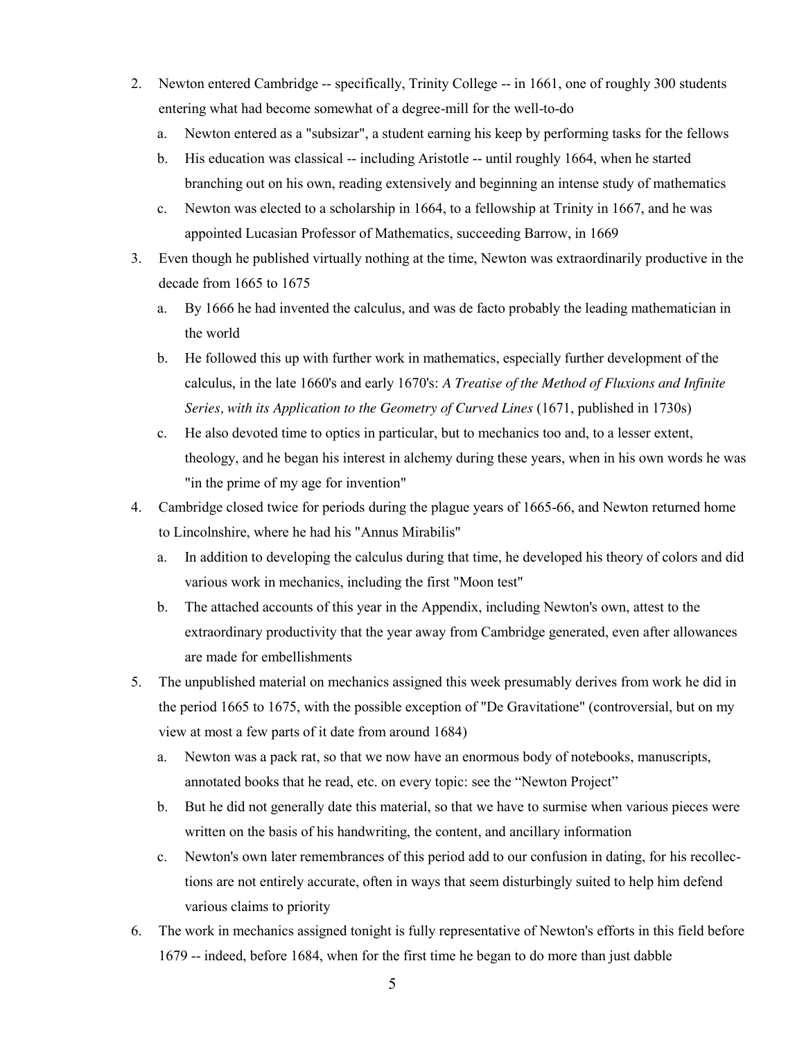2. Newton entered Cambridge -- specifically, Trinity College -- in 1661, one of roughly 300 students entering what had become somewhat of a degree-mill for the well-to-do
    a. Newton entered as a "subsizar", a student earning his keep by performing tasks for the fellows
    b. His education was classical -- including Aristotle -- until roughly 1664, when he started branching out on his own, reading extensively and beginning an intense study of mathematics
    c. Newton was elected to a scholarship in 1664, to a fellowship at Trinity in 1667, and he was appointed Lucasian Professor of Mathematics, succeeding Barrow, in 1669
3. Even though he published virtually nothing at the time, Newton was extraordinarily productive in the decade from 1665 to 1675
    a. By 1666 he had invented the calculus, and was de facto probably the leading mathematician in the world
    b. He followed this up with further work in mathematics, especially further development of the calculus, in the late 1660's and early 1670's: *A Treatise of the Method of Fluxions and Infinite Series, with its Application to the Geometry of Curved Lines* (1671, published in 1730s)
    c. He also devoted time to optics in particular, but to mechanics too and, to a lesser extent, theology, and he began his interest in alchemy during these years, when in his own words he was "in the prime of my age for invention"
4. Cambridge closed twice for periods during the plague years of 1665-66, and Newton returned home to Lincolnshire, where he had his "Annus Mirabilis"
    a. In addition to developing the calculus during that time, he developed his theory of colors and did various work in mechanics, including the first "Moon test"
    b. The attached accounts of this year in the Appendix, including Newton's own, attest to the extraordinary productivity that the year away from Cambridge generated, even after allowances are made for embellishments
5. The unpublished material on mechanics assigned this week presumably derives from work he did in the period 1665 to 1675, with the possible exception of "De Gravitatione" (controversial, but on my view at most a few parts of it date from around 1684)
    a. Newton was a pack rat, so that we now have an enormous body of notebooks, manuscripts, annotated books that he read, etc. on every topic: see the "Newton Project"
    b. But he did not generally date this material, so that we have to surmise when various pieces were written on the basis of his handwriting, the content, and ancillary information
    c. Newton's own later remembrances of this period add to our confusion in dating, for his recollections are not entirely accurate, often in ways that seem disturbingly suited to help him defend various claims to priority
6. The work in mechanics assigned tonight is fully representative of Newton's efforts in this field before 1679 -- indeed, before 1684, when for the first time he began to do more than just dabble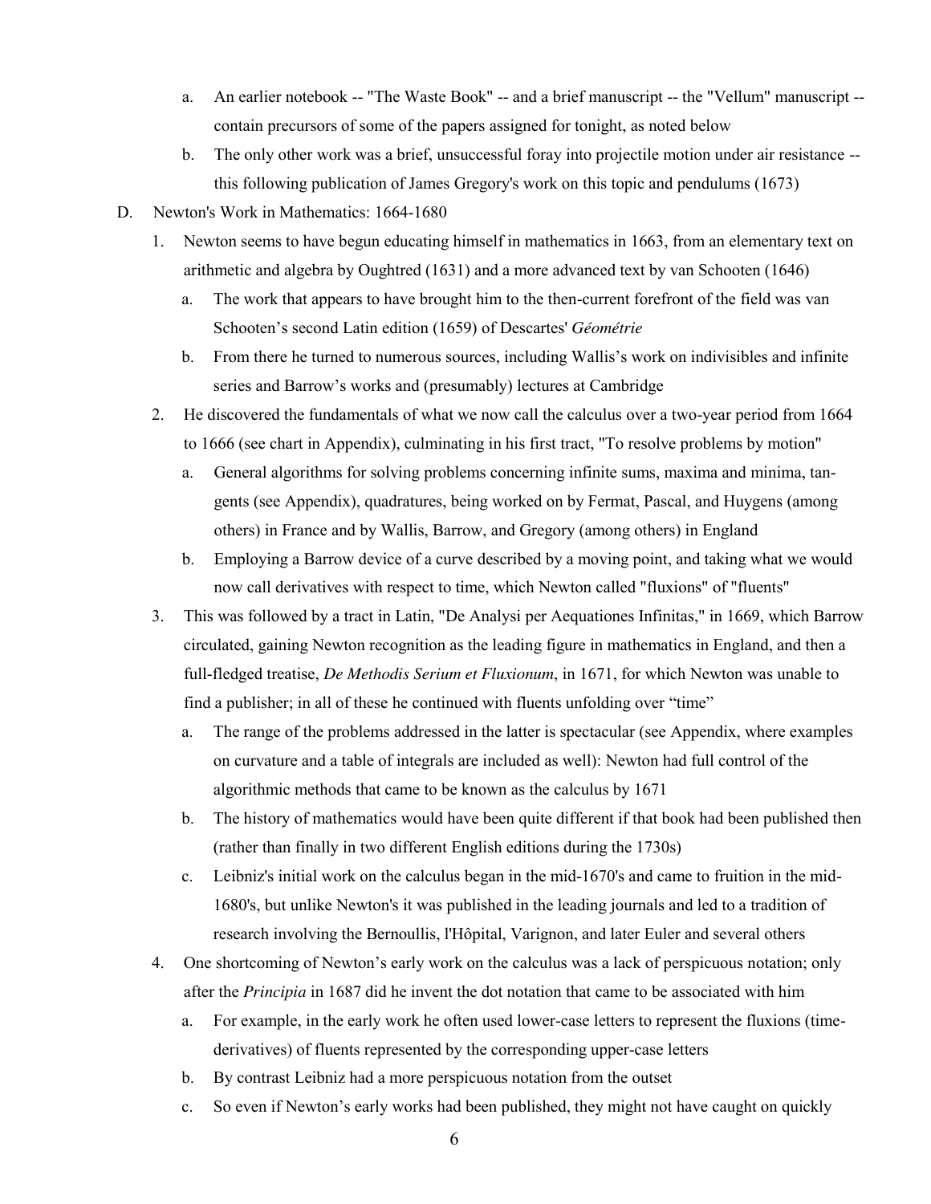a. An earlier notebook -- "The Waste Book" -- and a brief manuscript -- the "Vellum" manuscript -- contain precursors of some of the papers assigned for tonight, as noted below

b. The only other work was a brief, unsuccessful foray into projectile motion under air resistance -- this following publication of James Gregory's work on this topic and pendulums (1673)

D. Newton's Work in Mathematics: 1664-1680

1. Newton seems to have begun educating himself in mathematics in 1663, from an elementary text on arithmetic and algebra by Oughtred (1631) and a more advanced text by van Schooten (1646)

   a. The work that appears to have brought him to the then-current forefront of the field was van Schooten's second Latin edition (1659) of Descartes' *Géométrie*

   b. From there he turned to numerous sources, including Wallis's work on indivisibles and infinite series and Barrow's works and (presumably) lectures at Cambridge

2. He discovered the fundamentals of what we now call the calculus over a two-year period from 1664 to 1666 (see chart in Appendix), culminating in his first tract, "To resolve problems by motion"

   a. General algorithms for solving problems concerning infinite sums, maxima and minima, tangents (see Appendix), quadratures, being worked on by Fermat, Pascal, and Huygens (among others) in France and by Wallis, Barrow, and Gregory (among others) in England

   b. Employing a Barrow device of a curve described by a moving point, and taking what we would now call derivatives with respect to time, which Newton called "fluxions" of "fluents"

3. This was followed by a tract in Latin, "De Analysi per Aequationes Infinitas," in 1669, which Barrow circulated, gaining Newton recognition as the leading figure in mathematics in England, and then a full-fledged treatise, *De Methodis Serium et Fluxionum*, in 1671, for which Newton was unable to find a publisher; in all of these he continued with fluents unfolding over "time"

   a. The range of the problems addressed in the latter is spectacular (see Appendix, where examples on curvature and a table of integrals are included as well): Newton had full control of the algorithmic methods that came to be known as the calculus by 1671

   b. The history of mathematics would have been quite different if that book had been published then (rather than finally in two different English editions during the 1730s)

   c. Leibniz's initial work on the calculus began in the mid-1670's and came to fruition in the mid-1680's, but unlike Newton's it was published in the leading journals and led to a tradition of research involving the Bernoullis, l'Hôpital, Varignon, and later Euler and several others

4. One shortcoming of Newton's early work on the calculus was a lack of perspicuous notation; only after the *Principia* in 1687 did he invent the dot notation that came to be associated with him

   a. For example, in the early work he often used lower-case letters to represent the fluxions (time-derivatives) of fluents represented by the corresponding upper-case letters

   b. By contrast Leibniz had a more perspicuous notation from the outset

   c. So even if Newton's early works had been published, they might not have caught on quickly